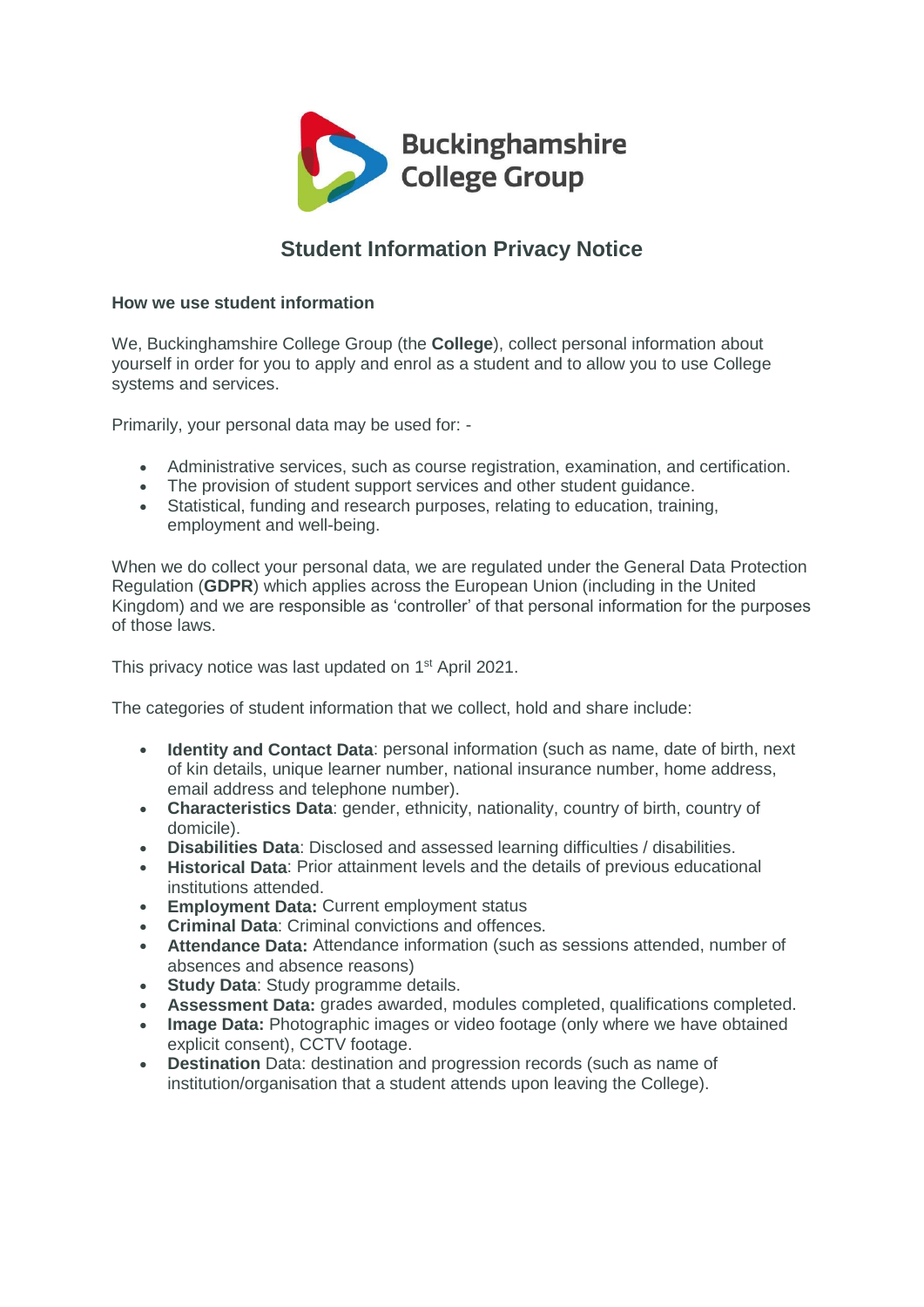Buckinghamshire College Group

# Student Information Privacy Notice

### How we use student information

We, Buckinghamshire College Group (the **College**), collect personal information about yourself in order for you to apply and enrol as a student and to allow you to use College systems and services.

Primarily, your personal data may be used for: -

- Administrative services, such as course registration, examination, and certification.
- The provision of student support services and other student guidance.
- Statistical, funding and research purposes, relating to education, training, employment and well-being.

When we do collect your personal data, we are regulated under the General Data Protection Regulation (**GDPR**) which applies across the European Union (including in the United Kingdom) and we are responsible as 'controller' of that personal information for the purposes of those laws.

This privacy notice was last updated on 1st April 2021.

The categories of student information that we collect, hold and share include:

- **Identity and Contact Data**: personal information (such as name, date of birth, next of kin details, unique learner number, national insurance number, home address, email address and telephone number).
- **Characteristics Data**: gender, ethnicity, nationality, country of birth, country of domicile).
- **Disabilities Data**: Disclosed and assessed learning difficulties / disabilities.
- **Historical Data**: Prior attainment levels and the details of previous educational institutions attended.
- **Employment Data:** Current employment status
- **Criminal Data**: Criminal convictions and offences.
- **Attendance Data:** Attendance information (such as sessions attended, number of absences and absence reasons)
- **Study Data**: Study programme details.
- **Assessment Data:** grades awarded, modules completed, qualifications completed.
- **Image Data:** Photographic images or video footage (only where we have obtained explicit consent), CCTV footage.
- **Destination** Data: destination and progression records (such as name of institution/organisation that a student attends upon leaving the College).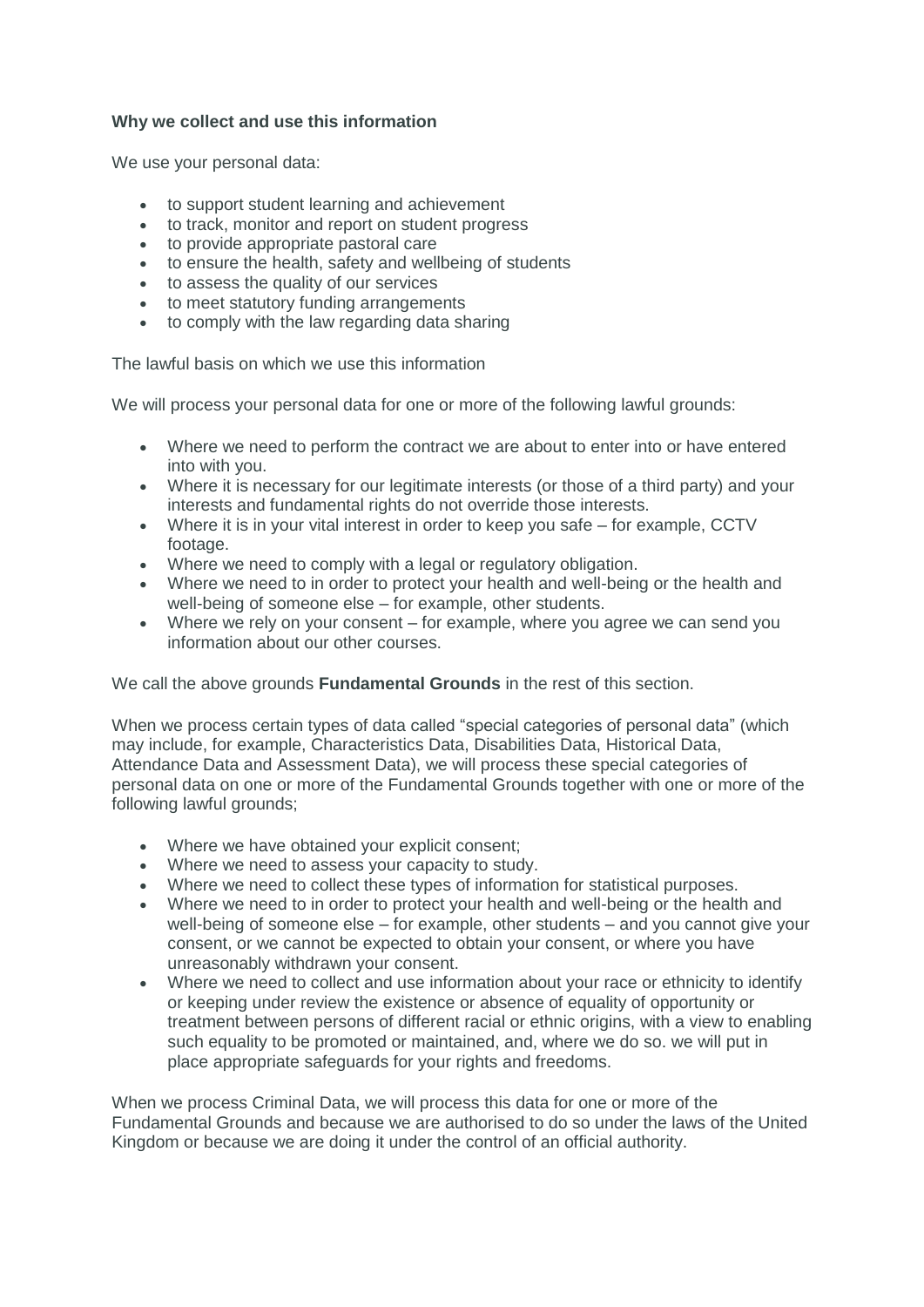**Why we collect and use this information**

We use your personal data:

- to support student learning and achievement
- to track, monitor and report on student progress
- to provide appropriate pastoral care
- to ensure the health, safety and wellbeing of students
- to assess the quality of our services
- to meet statutory funding arrangements
- to comply with the law regarding data sharing

The lawful basis on which we use this information

We will process your personal data for one or more of the following lawful grounds:

- Where we need to perform the contract we are about to enter into or have entered into with you.
- Where it is necessary for our legitimate interests (or those of a third party) and your interests and fundamental rights do not override those interests.
- Where it is in your vital interest in order to keep you safe – for example, CCTV footage.
- Where we need to comply with a legal or regulatory obligation.
- Where we need to in order to protect your health and well-being or the health and well-being of someone else – for example, other students.
- Where we rely on your consent – for example, where you agree we can send you information about our other courses.

We call the above grounds **Fundamental Grounds** in the rest of this section.

When we process certain types of data called "special categories of personal data" (which may include, for example, Characteristics Data, Disabilities Data, Historical Data, Attendance Data and Assessment Data), we will process these special categories of personal data on one or more of the Fundamental Grounds together with one or more of the following lawful grounds;

- Where we have obtained your explicit consent;
- Where we need to assess your capacity to study.
- Where we need to collect these types of information for statistical purposes.
- Where we need to in order to protect your health and well-being or the health and well-being of someone else – for example, other students – and you cannot give your consent, or we cannot be expected to obtain your consent, or where you have unreasonably withdrawn your consent.
- Where we need to collect and use information about your race or ethnicity to identify or keeping under review the existence or absence of equality of opportunity or treatment between persons of different racial or ethnic origins, with a view to enabling such equality to be promoted or maintained, and, where we do so. we will put in place appropriate safeguards for your rights and freedoms.

When we process Criminal Data, we will process this data for one or more of the Fundamental Grounds and because we are authorised to do so under the laws of the United Kingdom or because we are doing it under the control of an official authority.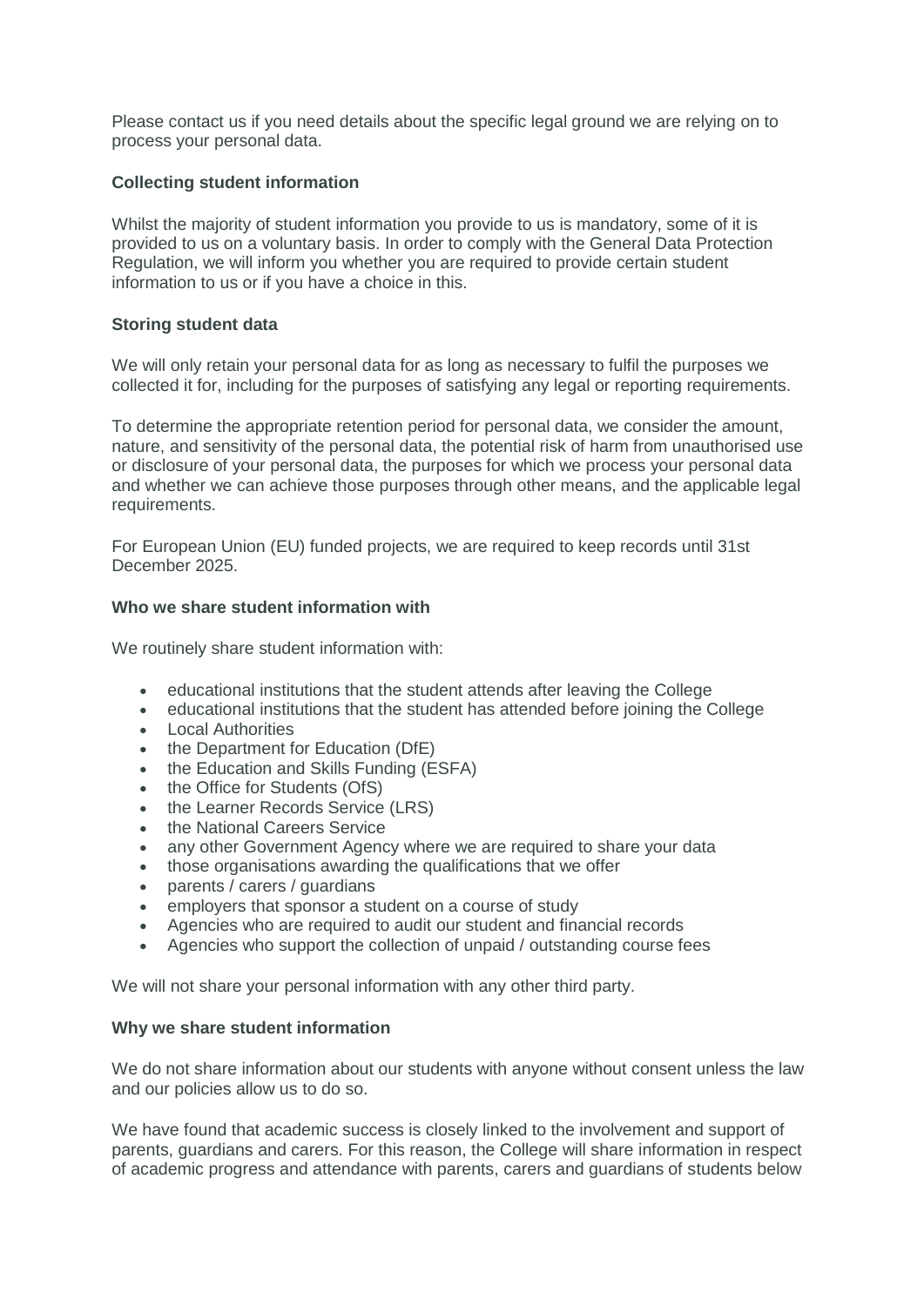Please contact us if you need details about the specific legal ground we are relying on to process your personal data.

**Collecting student information**

Whilst the majority of student information you provide to us is mandatory, some of it is provided to us on a voluntary basis. In order to comply with the General Data Protection Regulation, we will inform you whether you are required to provide certain student information to us or if you have a choice in this.

**Storing student data**

We will only retain your personal data for as long as necessary to fulfil the purposes we collected it for, including for the purposes of satisfying any legal or reporting requirements.

To determine the appropriate retention period for personal data, we consider the amount, nature, and sensitivity of the personal data, the potential risk of harm from unauthorised use or disclosure of your personal data, the purposes for which we process your personal data and whether we can achieve those purposes through other means, and the applicable legal requirements.

For European Union (EU) funded projects, we are required to keep records until 31st December 2025.

**Who we share student information with**

We routinely share student information with:

- educational institutions that the student attends after leaving the College
- educational institutions that the student has attended before joining the College
- Local Authorities
- the Department for Education (DfE)
- the Education and Skills Funding (ESFA)
- the Office for Students (OfS)
- the Learner Records Service (LRS)
- the National Careers Service
- any other Government Agency where we are required to share your data
- those organisations awarding the qualifications that we offer
- parents / carers / guardians
- employers that sponsor a student on a course of study
- Agencies who are required to audit our student and financial records
- Agencies who support the collection of unpaid / outstanding course fees

We will not share your personal information with any other third party.

**Why we share student information**

We do not share information about our students with anyone without consent unless the law and our policies allow us to do so.

We have found that academic success is closely linked to the involvement and support of parents, guardians and carers. For this reason, the College will share information in respect of academic progress and attendance with parents, carers and guardians of students below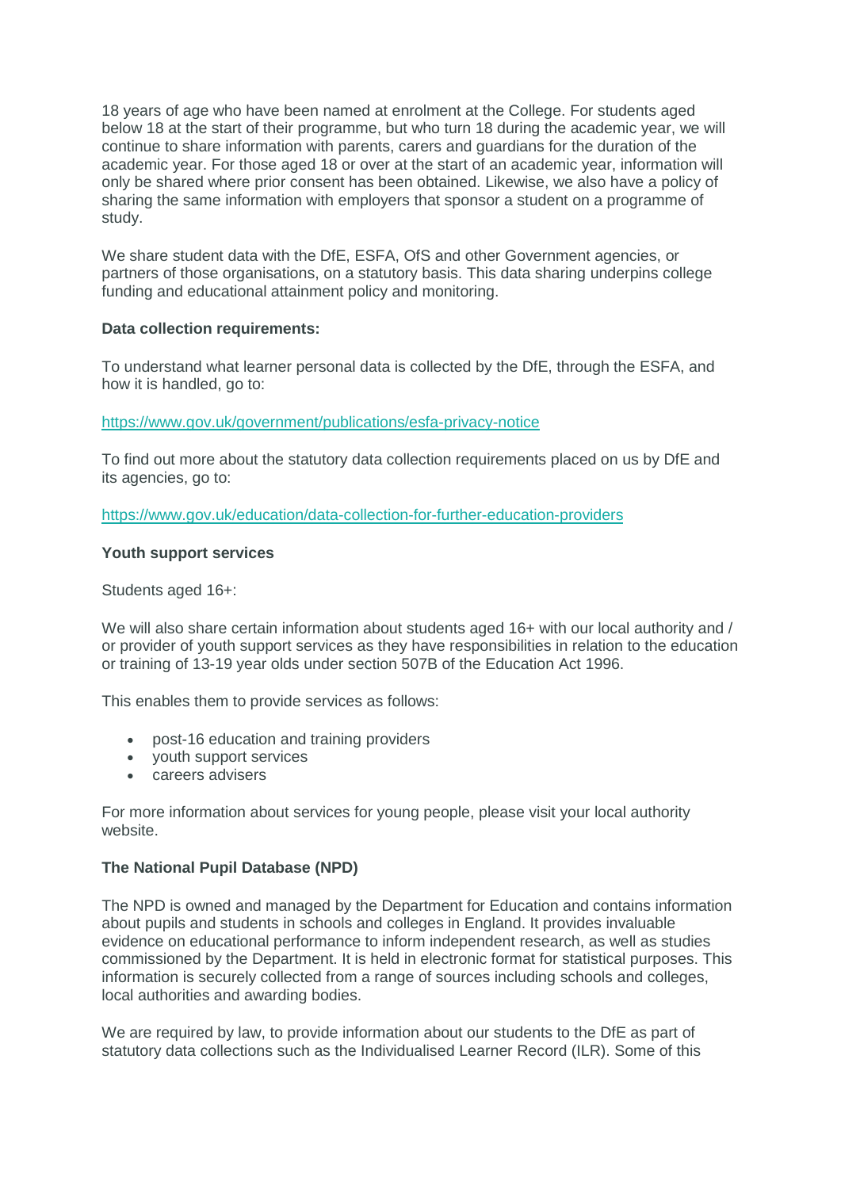18 years of age who have been named at enrolment at the College. For students aged below 18 at the start of their programme, but who turn 18 during the academic year, we will continue to share information with parents, carers and guardians for the duration of the academic year. For those aged 18 or over at the start of an academic year, information will only be shared where prior consent has been obtained. Likewise, we also have a policy of sharing the same information with employers that sponsor a student on a programme of study.

We share student data with the DfE, ESFA, OfS and other Government agencies, or partners of those organisations, on a statutory basis. This data sharing underpins college funding and educational attainment policy and monitoring.

**Data collection requirements:**

To understand what learner personal data is collected by the DfE, through the ESFA, and how it is handled, go to:

https://www.gov.uk/government/publications/esfa-privacy-notice

To find out more about the statutory data collection requirements placed on us by DfE and its agencies, go to:

https://www.gov.uk/education/data-collection-for-further-education-providers

**Youth support services**

Students aged 16+:

We will also share certain information about students aged 16+ with our local authority and / or provider of youth support services as they have responsibilities in relation to the education or training of 13-19 year olds under section 507B of the Education Act 1996.

This enables them to provide services as follows:

- post-16 education and training providers
- youth support services
- careers advisers

For more information about services for young people, please visit your local authority website.

**The National Pupil Database (NPD)**

The NPD is owned and managed by the Department for Education and contains information about pupils and students in schools and colleges in England. It provides invaluable evidence on educational performance to inform independent research, as well as studies commissioned by the Department. It is held in electronic format for statistical purposes. This information is securely collected from a range of sources including schools and colleges, local authorities and awarding bodies.

We are required by law, to provide information about our students to the DfE as part of statutory data collections such as the Individualised Learner Record (ILR). Some of this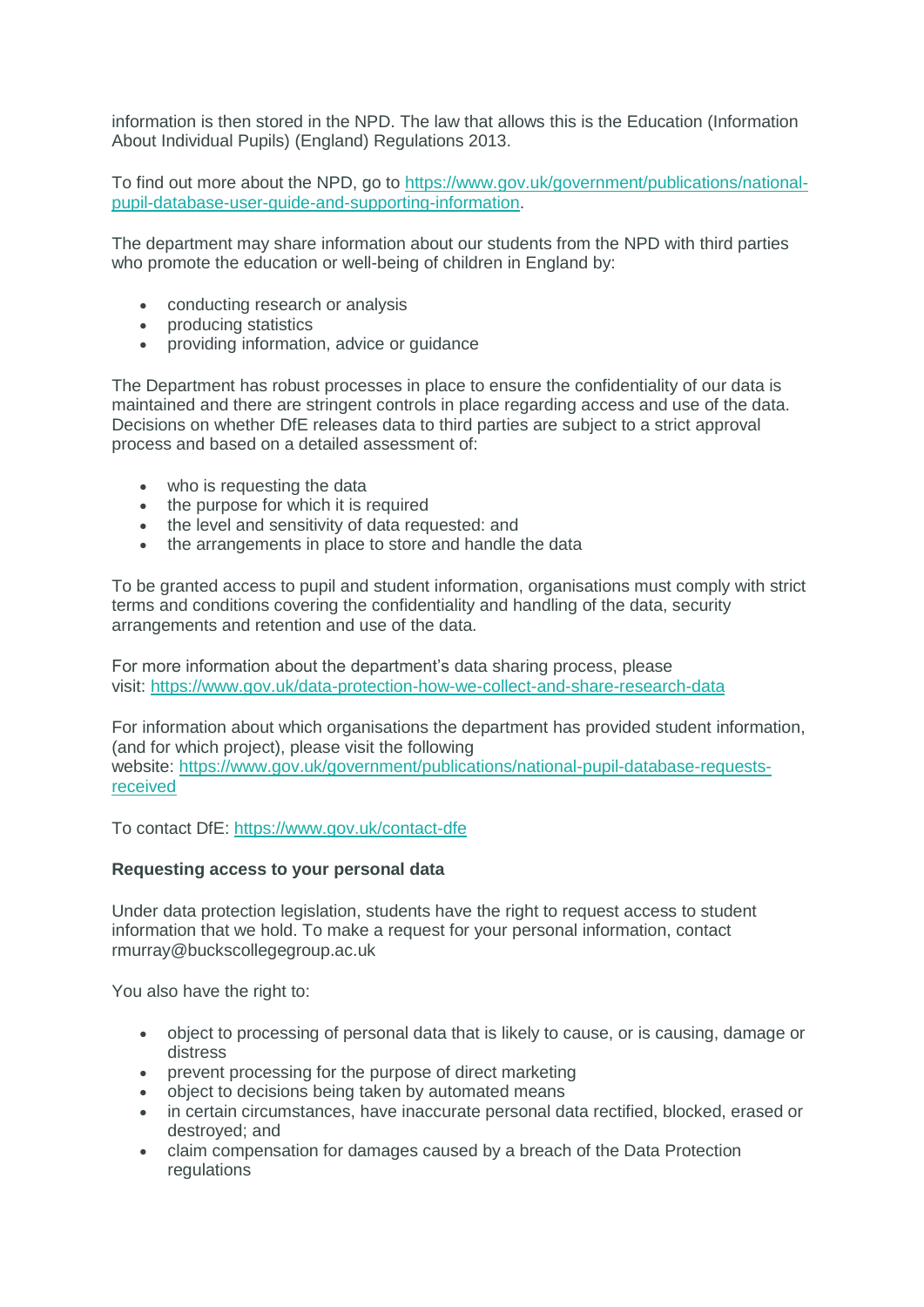information is then stored in the NPD. The law that allows this is the Education (Information About Individual Pupils) (England) Regulations 2013.

To find out more about the NPD, go to [https://www.gov.uk/government/publications/national-pupil-database-user-guide-and-supporting-information](https://www.gov.uk/government/publications/national-pupil-database-user-guide-and-supporting-information).

The department may share information about our students from the NPD with third parties who promote the education or well-being of children in England by:

- conducting research or analysis
- producing statistics
- providing information, advice or guidance

The Department has robust processes in place to ensure the confidentiality of our data is maintained and there are stringent controls in place regarding access and use of the data. Decisions on whether DfE releases data to third parties are subject to a strict approval process and based on a detailed assessment of:

- who is requesting the data
- the purpose for which it is required
- the level and sensitivity of data requested: and
- the arrangements in place to store and handle the data

To be granted access to pupil and student information, organisations must comply with strict terms and conditions covering the confidentiality and handling of the data, security arrangements and retention and use of the data.

For more information about the department's data sharing process, please visit: [https://www.gov.uk/data-protection-how-we-collect-and-share-research-data](https://www.gov.uk/data-protection-how-we-collect-and-share-research-data)

For information about which organisations the department has provided student information, (and for which project), please visit the following website: [https://www.gov.uk/government/publications/national-pupil-database-requests-received](https://www.gov.uk/government/publications/national-pupil-database-requests-received)

To contact DfE: [https://www.gov.uk/contact-dfe](https://www.gov.uk/contact-dfe)

**Requesting access to your personal data**

Under data protection legislation, students have the right to request access to student information that we hold. To make a request for your personal information, contact rmurray@buckscollegegroup.ac.uk

You also have the right to:

- object to processing of personal data that is likely to cause, or is causing, damage or distress
- prevent processing for the purpose of direct marketing
- object to decisions being taken by automated means
- in certain circumstances, have inaccurate personal data rectified, blocked, erased or destroyed; and
- claim compensation for damages caused by a breach of the Data Protection regulations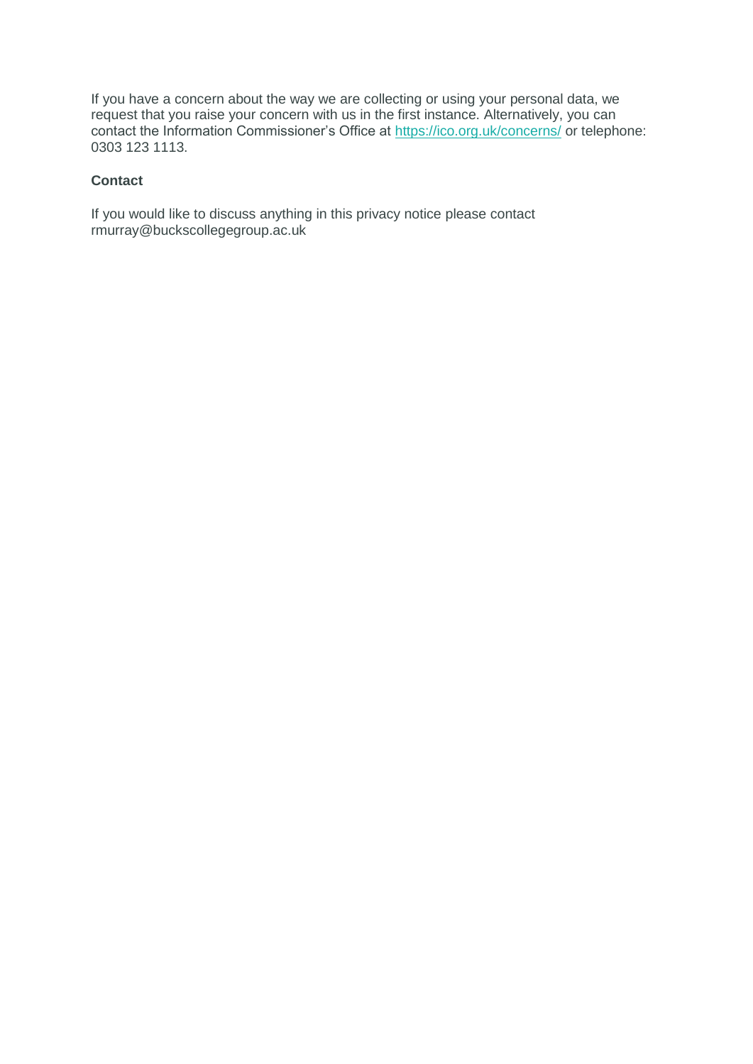If you have a concern about the way we are collecting or using your personal data, we request that you raise your concern with us in the first instance. Alternatively, you can contact the Information Commissioner's Office at [https://ico.org.uk/concerns/](https://ico.org.uk/concerns/) or telephone: 0303 123 1113.

**Contact**

If you would like to discuss anything in this privacy notice please contact rmurray@buckscollegegroup.ac.uk